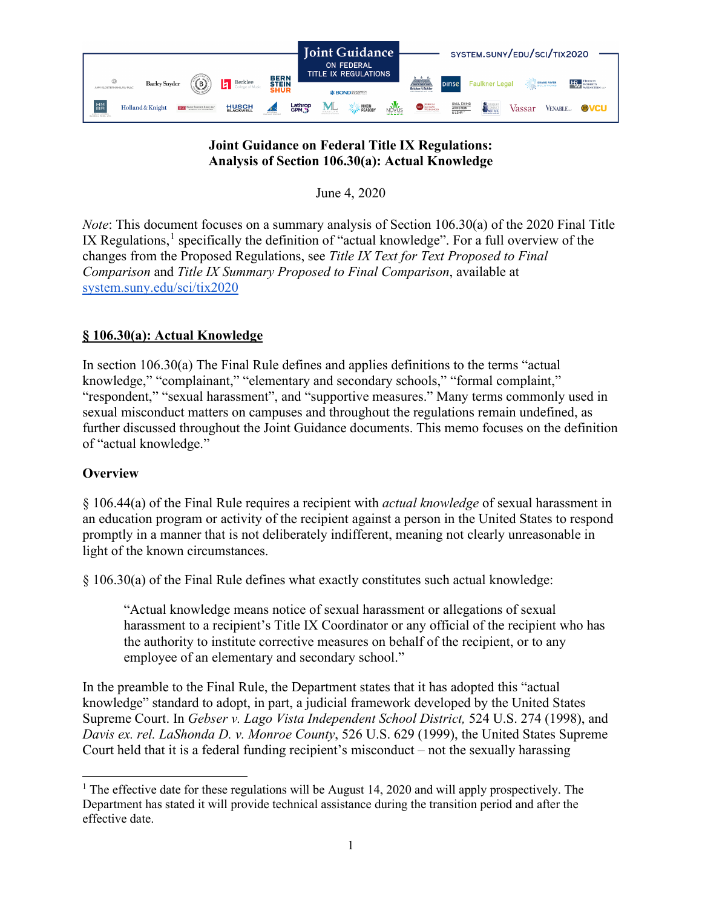Joint Guidance ON FEDERAL TITLE IX REGULATIONS

SYSTEM.SUNY/EDU/SCI/TIX2020

# Joint Guidance on Federal Title IX Regulations: Analysis of Section 106.30(a): Actual Knowledge

June 4, 2020

*Note*: This document focuses on a summary analysis of Section 106.30(a) of the 2020 Final Title IX Regulations,[1] specifically the definition of "actual knowledge". For a full overview of the changes from the Proposed Regulations, see *Title IX Text for Text Proposed to Final Comparison* and *Title IX Summary Proposed to Final Comparison*, available at [system.suny.edu/sci/tix2020](system.suny.edu/sci/tix2020)

## § 106.30(a): Actual Knowledge

In section 106.30(a) The Final Rule defines and applies definitions to the terms "actual knowledge," "complainant," "elementary and secondary schools," "formal complaint," "respondent," "sexual harassment", and "supportive measures." Many terms commonly used in sexual misconduct matters on campuses and throughout the regulations remain undefined, as further discussed throughout the Joint Guidance documents. This memo focuses on the definition of "actual knowledge."

### Overview

§ 106.44(a) of the Final Rule requires a recipient with *actual knowledge* of sexual harassment in an education program or activity of the recipient against a person in the United States to respond promptly in a manner that is not deliberately indifferent, meaning not clearly unreasonable in light of the known circumstances.

§ 106.30(a) of the Final Rule defines what exactly constitutes such actual knowledge:

> "Actual knowledge means notice of sexual harassment or allegations of sexual harassment to a recipient's Title IX Coordinator or any official of the recipient who has the authority to institute corrective measures on behalf of the recipient, or to any employee of an elementary and secondary school."

In the preamble to the Final Rule, the Department states that it has adopted this "actual knowledge" standard to adopt, in part, a judicial framework developed by the United States Supreme Court. In *Gebser v. Lago Vista Independent School District,* 524 U.S. 274 (1998), and *Davis ex. rel. LaShonda D. v. Monroe County*, 526 U.S. 629 (1999), the United States Supreme Court held that it is a federal funding recipient's misconduct – not the sexually harassing

[1] The effective date for these regulations will be August 14, 2020 and will apply prospectively. The Department has stated it will provide technical assistance during the transition period and after the effective date.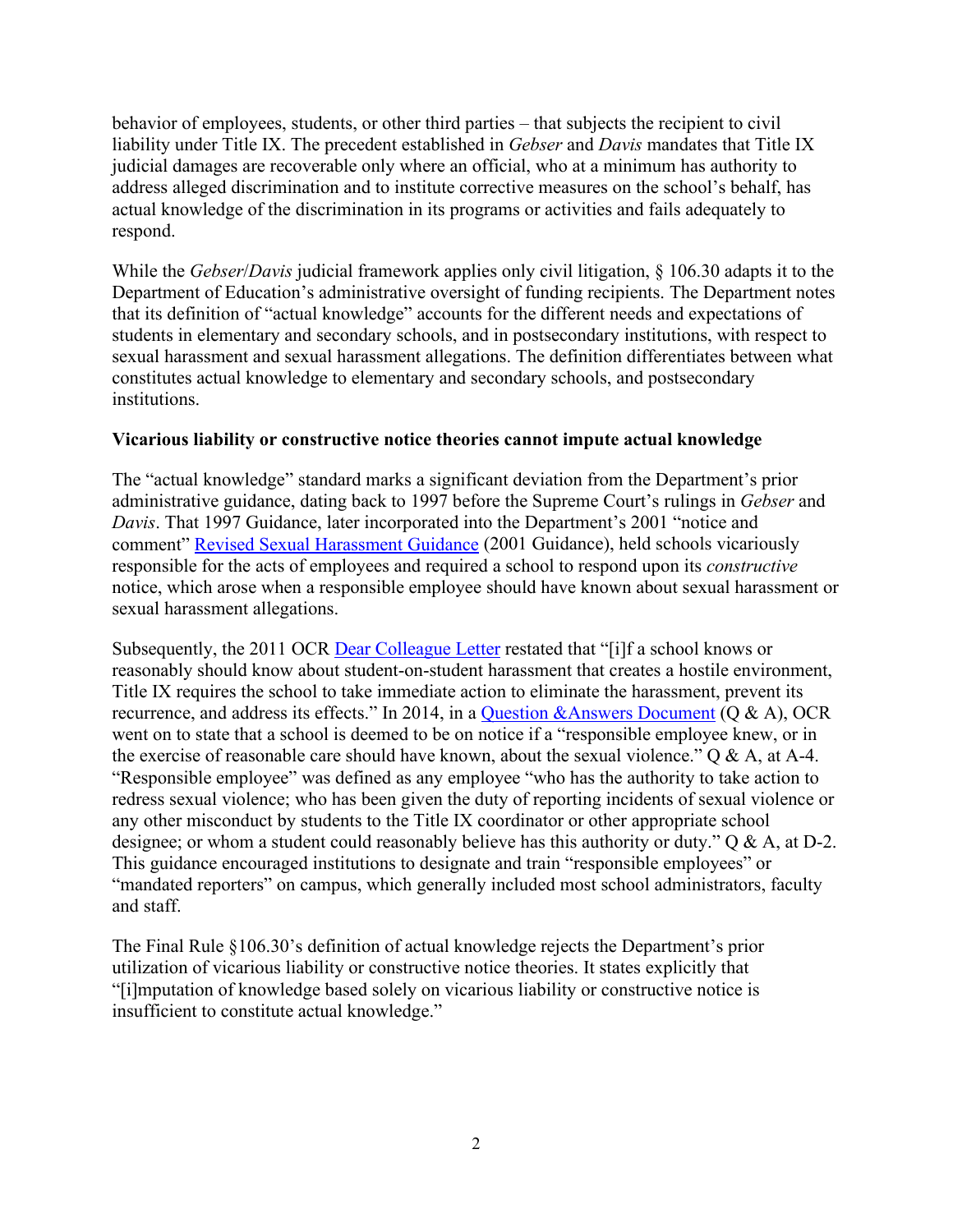behavior of employees, students, or other third parties – that subjects the recipient to civil liability under Title IX. The precedent established in *Gebser* and *Davis* mandates that Title IX judicial damages are recoverable only where an official, who at a minimum has authority to address alleged discrimination and to institute corrective measures on the school's behalf, has actual knowledge of the discrimination in its programs or activities and fails adequately to respond.

While the *Gebser*/*Davis* judicial framework applies only civil litigation, § 106.30 adapts it to the Department of Education's administrative oversight of funding recipients. The Department notes that its definition of "actual knowledge" accounts for the different needs and expectations of students in elementary and secondary schools, and in postsecondary institutions, with respect to sexual harassment and sexual harassment allegations. The definition differentiates between what constitutes actual knowledge to elementary and secondary schools, and postsecondary institutions.

**Vicarious liability or constructive notice theories cannot impute actual knowledge**

The "actual knowledge" standard marks a significant deviation from the Department's prior administrative guidance, dating back to 1997 before the Supreme Court's rulings in *Gebser* and *Davis*. That 1997 Guidance, later incorporated into the Department's 2001 "notice and comment" Revised Sexual Harassment Guidance (2001 Guidance), held schools vicariously responsible for the acts of employees and required a school to respond upon its *constructive* notice, which arose when a responsible employee should have known about sexual harassment or sexual harassment allegations.

Subsequently, the 2011 OCR Dear Colleague Letter restated that "[i]f a school knows or reasonably should know about student-on-student harassment that creates a hostile environment, Title IX requires the school to take immediate action to eliminate the harassment, prevent its recurrence, and address its effects." In 2014, in a Question &Answers Document (Q & A), OCR went on to state that a school is deemed to be on notice if a "responsible employee knew, or in the exercise of reasonable care should have known, about the sexual violence." Q & A, at A-4. "Responsible employee" was defined as any employee "who has the authority to take action to redress sexual violence; who has been given the duty of reporting incidents of sexual violence or any other misconduct by students to the Title IX coordinator or other appropriate school designee; or whom a student could reasonably believe has this authority or duty." Q & A, at D-2. This guidance encouraged institutions to designate and train "responsible employees" or "mandated reporters" on campus, which generally included most school administrators, faculty and staff.

The Final Rule §106.30's definition of actual knowledge rejects the Department's prior utilization of vicarious liability or constructive notice theories. It states explicitly that "[i]mputation of knowledge based solely on vicarious liability or constructive notice is insufficient to constitute actual knowledge."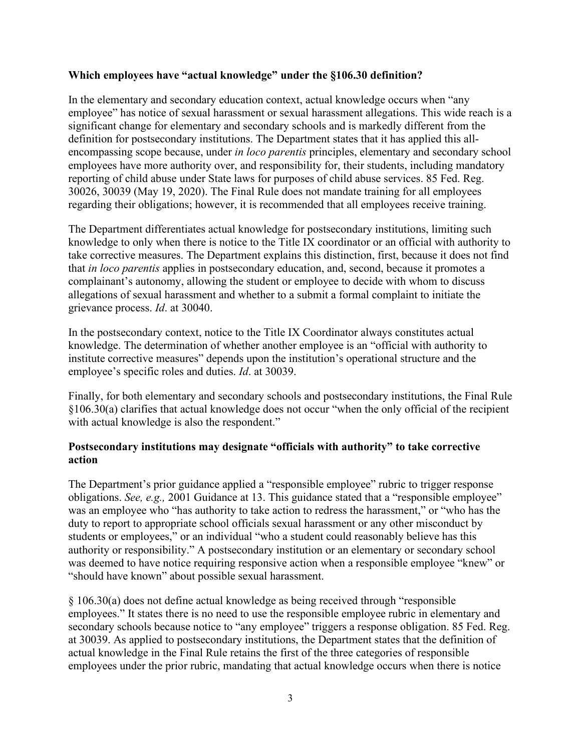### Which employees have "actual knowledge" under the §106.30 definition?

In the elementary and secondary education context, actual knowledge occurs when "any employee" has notice of sexual harassment or sexual harassment allegations. This wide reach is a significant change for elementary and secondary schools and is markedly different from the definition for postsecondary institutions. The Department states that it has applied this all-encompassing scope because, under *in loco parentis* principles, elementary and secondary school employees have more authority over, and responsibility for, their students, including mandatory reporting of child abuse under State laws for purposes of child abuse services. 85 Fed. Reg. 30026, 30039 (May 19, 2020). The Final Rule does not mandate training for all employees regarding their obligations; however, it is recommended that all employees receive training.

The Department differentiates actual knowledge for postsecondary institutions, limiting such knowledge to only when there is notice to the Title IX coordinator or an official with authority to take corrective measures. The Department explains this distinction, first, because it does not find that *in loco parentis* applies in postsecondary education, and, second, because it promotes a complainant's autonomy, allowing the student or employee to decide with whom to discuss allegations of sexual harassment and whether to a submit a formal complaint to initiate the grievance process. *Id*. at 30040.

In the postsecondary context, notice to the Title IX Coordinator always constitutes actual knowledge. The determination of whether another employee is an "official with authority to institute corrective measures" depends upon the institution's operational structure and the employee's specific roles and duties. *Id*. at 30039.

Finally, for both elementary and secondary schools and postsecondary institutions, the Final Rule §106.30(a) clarifies that actual knowledge does not occur "when the only official of the recipient with actual knowledge is also the respondent."

### Postsecondary institutions may designate "officials with authority" to take corrective action

The Department's prior guidance applied a "responsible employee" rubric to trigger response obligations. *See, e.g.,* 2001 Guidance at 13. This guidance stated that a "responsible employee" was an employee who "has authority to take action to redress the harassment," or "who has the duty to report to appropriate school officials sexual harassment or any other misconduct by students or employees," or an individual "who a student could reasonably believe has this authority or responsibility." A postsecondary institution or an elementary or secondary school was deemed to have notice requiring responsive action when a responsible employee "knew" or "should have known" about possible sexual harassment.

§ 106.30(a) does not define actual knowledge as being received through "responsible employees." It states there is no need to use the responsible employee rubric in elementary and secondary schools because notice to "any employee" triggers a response obligation. 85 Fed. Reg. at 30039. As applied to postsecondary institutions, the Department states that the definition of actual knowledge in the Final Rule retains the first of the three categories of responsible employees under the prior rubric, mandating that actual knowledge occurs when there is notice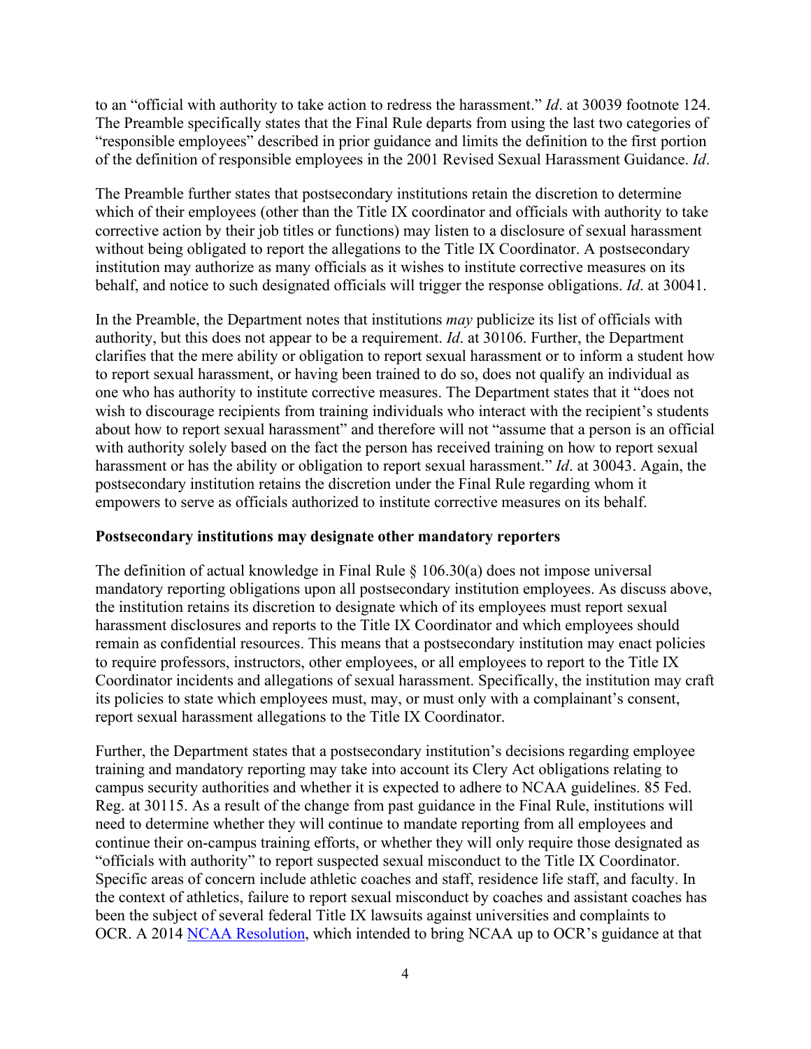to an "official with authority to take action to redress the harassment." *Id*. at 30039 footnote 124. The Preamble specifically states that the Final Rule departs from using the last two categories of "responsible employees" described in prior guidance and limits the definition to the first portion of the definition of responsible employees in the 2001 Revised Sexual Harassment Guidance. *Id*.

The Preamble further states that postsecondary institutions retain the discretion to determine which of their employees (other than the Title IX coordinator and officials with authority to take corrective action by their job titles or functions) may listen to a disclosure of sexual harassment without being obligated to report the allegations to the Title IX Coordinator. A postsecondary institution may authorize as many officials as it wishes to institute corrective measures on its behalf, and notice to such designated officials will trigger the response obligations. *Id*. at 30041.

In the Preamble, the Department notes that institutions *may* publicize its list of officials with authority, but this does not appear to be a requirement. *Id*. at 30106. Further, the Department clarifies that the mere ability or obligation to report sexual harassment or to inform a student how to report sexual harassment, or having been trained to do so, does not qualify an individual as one who has authority to institute corrective measures. The Department states that it "does not wish to discourage recipients from training individuals who interact with the recipient's students about how to report sexual harassment" and therefore will not "assume that a person is an official with authority solely based on the fact the person has received training on how to report sexual harassment or has the ability or obligation to report sexual harassment." *Id*. at 30043. Again, the postsecondary institution retains the discretion under the Final Rule regarding whom it empowers to serve as officials authorized to institute corrective measures on its behalf.

**Postsecondary institutions may designate other mandatory reporters**

The definition of actual knowledge in Final Rule § 106.30(a) does not impose universal mandatory reporting obligations upon all postsecondary institution employees. As discuss above, the institution retains its discretion to designate which of its employees must report sexual harassment disclosures and reports to the Title IX Coordinator and which employees should remain as confidential resources. This means that a postsecondary institution may enact policies to require professors, instructors, other employees, or all employees to report to the Title IX Coordinator incidents and allegations of sexual harassment. Specifically, the institution may craft its policies to state which employees must, may, or must only with a complainant's consent, report sexual harassment allegations to the Title IX Coordinator.

Further, the Department states that a postsecondary institution's decisions regarding employee training and mandatory reporting may take into account its Clery Act obligations relating to campus security authorities and whether it is expected to adhere to NCAA guidelines. 85 Fed. Reg. at 30115. As a result of the change from past guidance in the Final Rule, institutions will need to determine whether they will continue to mandate reporting from all employees and continue their on-campus training efforts, or whether they will only require those designated as "officials with authority" to report suspected sexual misconduct to the Title IX Coordinator. Specific areas of concern include athletic coaches and staff, residence life staff, and faculty. In the context of athletics, failure to report sexual misconduct by coaches and assistant coaches has been the subject of several federal Title IX lawsuits against universities and complaints to OCR. A 2014 NCAA Resolution, which intended to bring NCAA up to OCR's guidance at that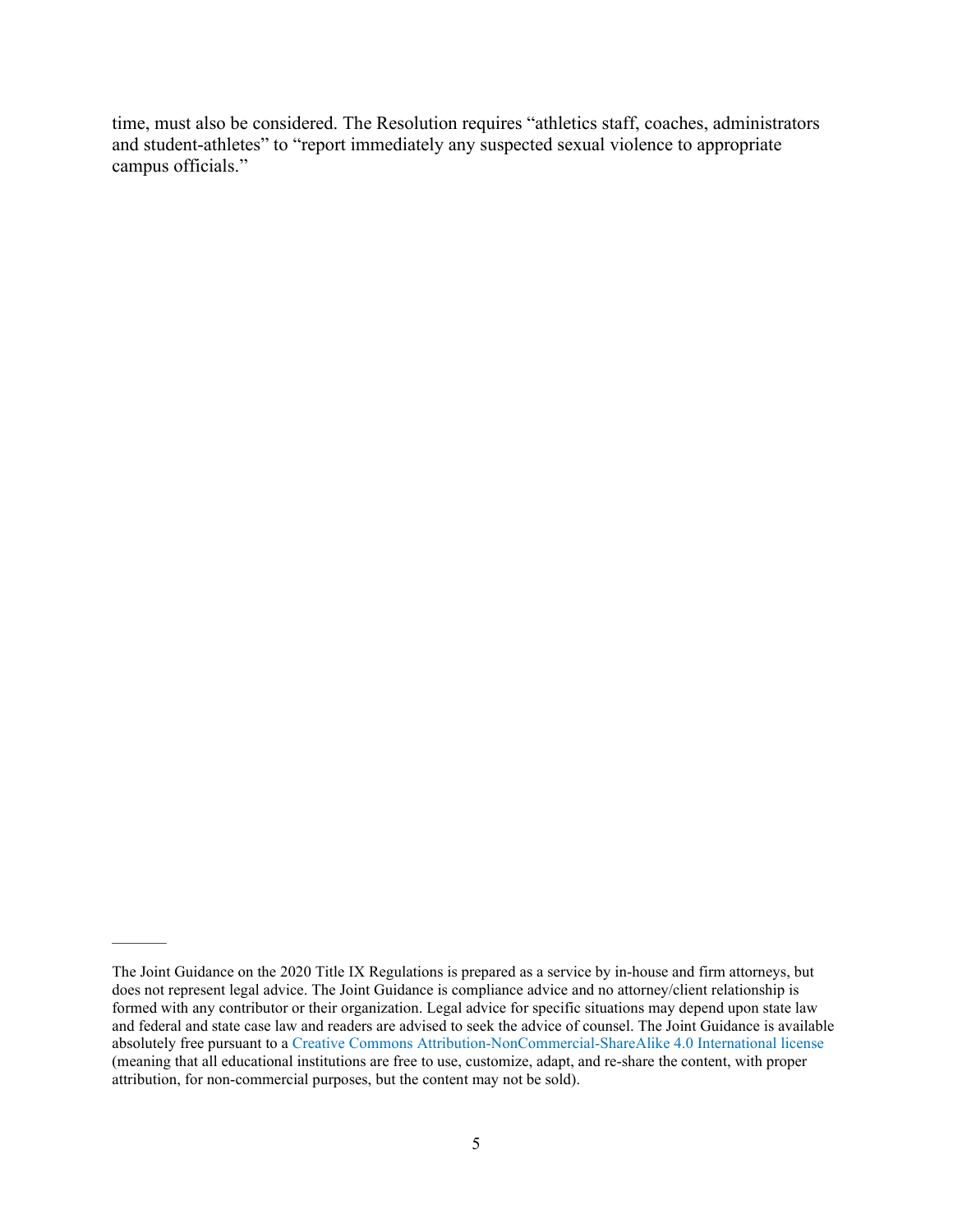time, must also be considered. The Resolution requires "athletics staff, coaches, administrators and student-athletes" to "report immediately any suspected sexual violence to appropriate campus officials."

---

The Joint Guidance on the 2020 Title IX Regulations is prepared as a service by in-house and firm attorneys, but does not represent legal advice. The Joint Guidance is compliance advice and no attorney/client relationship is formed with any contributor or their organization. Legal advice for specific situations may depend upon state law and federal and state case law and readers are advised to seek the advice of counsel. The Joint Guidance is available absolutely free pursuant to a Creative Commons Attribution-NonCommercial-ShareAlike 4.0 International license (meaning that all educational institutions are free to use, customize, adapt, and re-share the content, with proper attribution, for non-commercial purposes, but the content may not be sold).